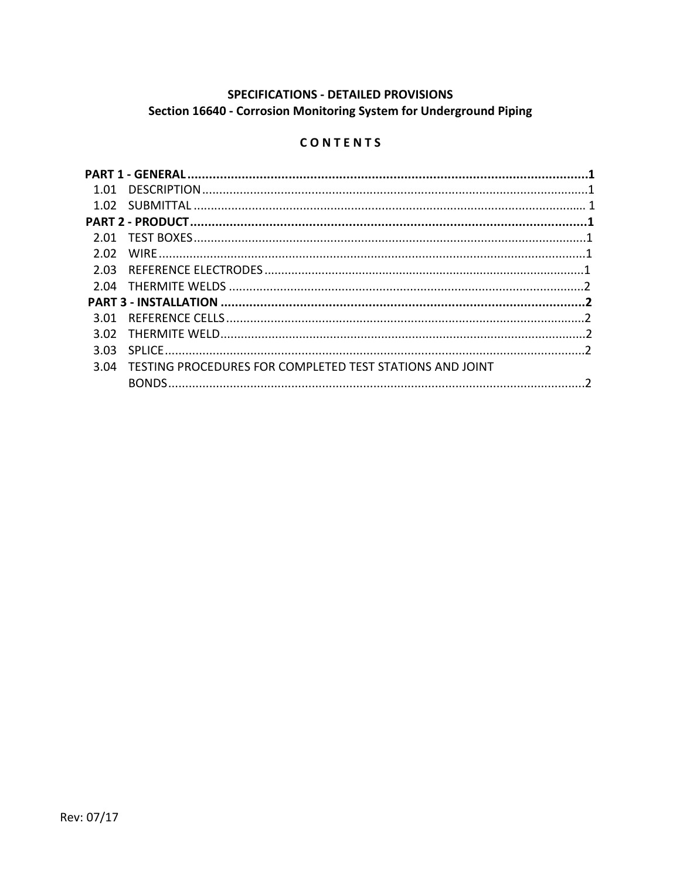**SPECIFICATIONS - DETAILED PROVISIONS**

**Section 16640 - Corrosion Monitoring System for Underground Piping**

**C O N T E N T S**

**PART 1 - GENERAL .................................................................................................................. 1**

1.01 DESCRIPTION ................................................................................................................ 1

1.02 SUBMITTAL .................................................................................................................... 1

**PART 2 - PRODUCT ................................................................................................................. 1**

2.01 TEST BOXES .................................................................................................................... 1

2.02 WIRE ................................................................................................................................ 1

2.03 REFERENCE ELECTRODES ............................................................................................ 1

2.04 THERMITE WELDS ......................................................................................................... 2

**PART 3 - INSTALLATION ......................................................................................................... 2**

3.01 REFERENCE CELLS ......................................................................................................... 2

3.02 THERMITE WELD ............................................................................................................ 2

3.03 SPLICE .............................................................................................................................. 2

3.04 TESTING PROCEDURES FOR COMPLETED TEST STATIONS AND JOINT BONDS ............................................................................................................................ 2

Rev: 07/17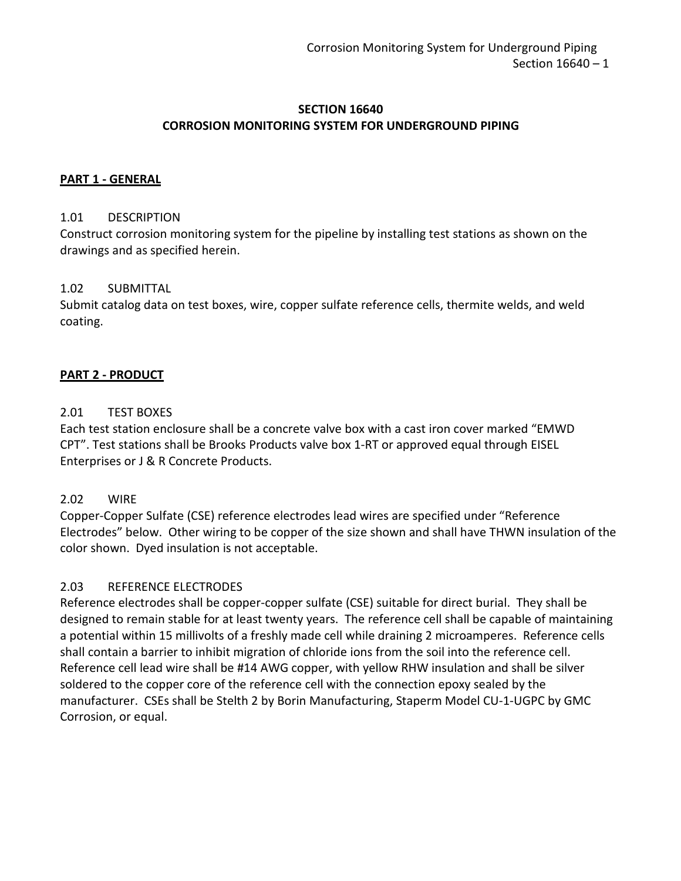# SECTION 16640
# CORROSION MONITORING SYSTEM FOR UNDERGROUND PIPING

## PART 1 - GENERAL

### 1.01 DESCRIPTION

Construct corrosion monitoring system for the pipeline by installing test stations as shown on the drawings and as specified herein.

### 1.02 SUBMITTAL

Submit catalog data on test boxes, wire, copper sulfate reference cells, thermite welds, and weld coating.

## PART 2 - PRODUCT

### 2.01 TEST BOXES

Each test station enclosure shall be a concrete valve box with a cast iron cover marked "EMWD CPT". Test stations shall be Brooks Products valve box 1-RT or approved equal through EISEL Enterprises or J & R Concrete Products.

### 2.02 WIRE

Copper-Copper Sulfate (CSE) reference electrodes lead wires are specified under "Reference Electrodes" below. Other wiring to be copper of the size shown and shall have THWN insulation of the color shown. Dyed insulation is not acceptable.

### 2.03 REFERENCE ELECTRODES

Reference electrodes shall be copper-copper sulfate (CSE) suitable for direct burial. They shall be designed to remain stable for at least twenty years. The reference cell shall be capable of maintaining a potential within 15 millivolts of a freshly made cell while draining 2 microamperes. Reference cells shall contain a barrier to inhibit migration of chloride ions from the soil into the reference cell. Reference cell lead wire shall be #14 AWG copper, with yellow RHW insulation and shall be silver soldered to the copper core of the reference cell with the connection epoxy sealed by the manufacturer. CSEs shall be Stelth 2 by Borin Manufacturing, Staperm Model CU-1-UGPC by GMC Corrosion, or equal.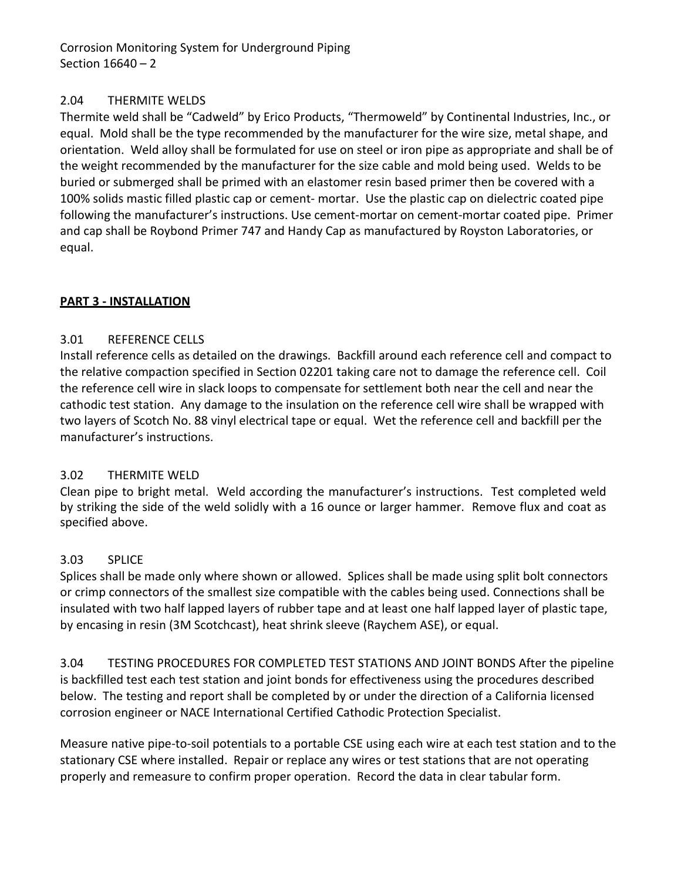### 2.04 THERMITE WELDS

Thermite weld shall be “Cadweld” by Erico Products, “Thermoweld” by Continental Industries, Inc., or equal. Mold shall be the type recommended by the manufacturer for the wire size, metal shape, and orientation. Weld alloy shall be formulated for use on steel or iron pipe as appropriate and shall be of the weight recommended by the manufacturer for the size cable and mold being used. Welds to be buried or submerged shall be primed with an elastomer resin based primer then be covered with a 100% solids mastic filled plastic cap or cement- mortar. Use the plastic cap on dielectric coated pipe following the manufacturer’s instructions. Use cement-mortar on cement-mortar coated pipe. Primer and cap shall be Roybond Primer 747 and Handy Cap as manufactured by Royston Laboratories, or equal.

## PART 3 - INSTALLATION

### 3.01 REFERENCE CELLS

Install reference cells as detailed on the drawings. Backfill around each reference cell and compact to the relative compaction specified in Section 02201 taking care not to damage the reference cell. Coil the reference cell wire in slack loops to compensate for settlement both near the cell and near the cathodic test station. Any damage to the insulation on the reference cell wire shall be wrapped with two layers of Scotch No. 88 vinyl electrical tape or equal. Wet the reference cell and backfill per the manufacturer’s instructions.

### 3.02 THERMITE WELD

Clean pipe to bright metal. Weld according the manufacturer’s instructions. Test completed weld by striking the side of the weld solidly with a 16 ounce or larger hammer. Remove flux and coat as specified above.

### 3.03 SPLICE

Splices shall be made only where shown or allowed. Splices shall be made using split bolt connectors or crimp connectors of the smallest size compatible with the cables being used. Connections shall be insulated with two half lapped layers of rubber tape and at least one half lapped layer of plastic tape, by encasing in resin (3M Scotchcast), heat shrink sleeve (Raychem ASE), or equal.

### 3.04 TESTING PROCEDURES FOR COMPLETED TEST STATIONS AND JOINT BONDS

After the pipeline is backfilled test each test station and joint bonds for effectiveness using the procedures described below. The testing and report shall be completed by or under the direction of a California licensed corrosion engineer or NACE International Certified Cathodic Protection Specialist.

Measure native pipe-to-soil potentials to a portable CSE using each wire at each test station and to the stationary CSE where installed. Repair or replace any wires or test stations that are not operating properly and remeasure to confirm proper operation. Record the data in clear tabular form.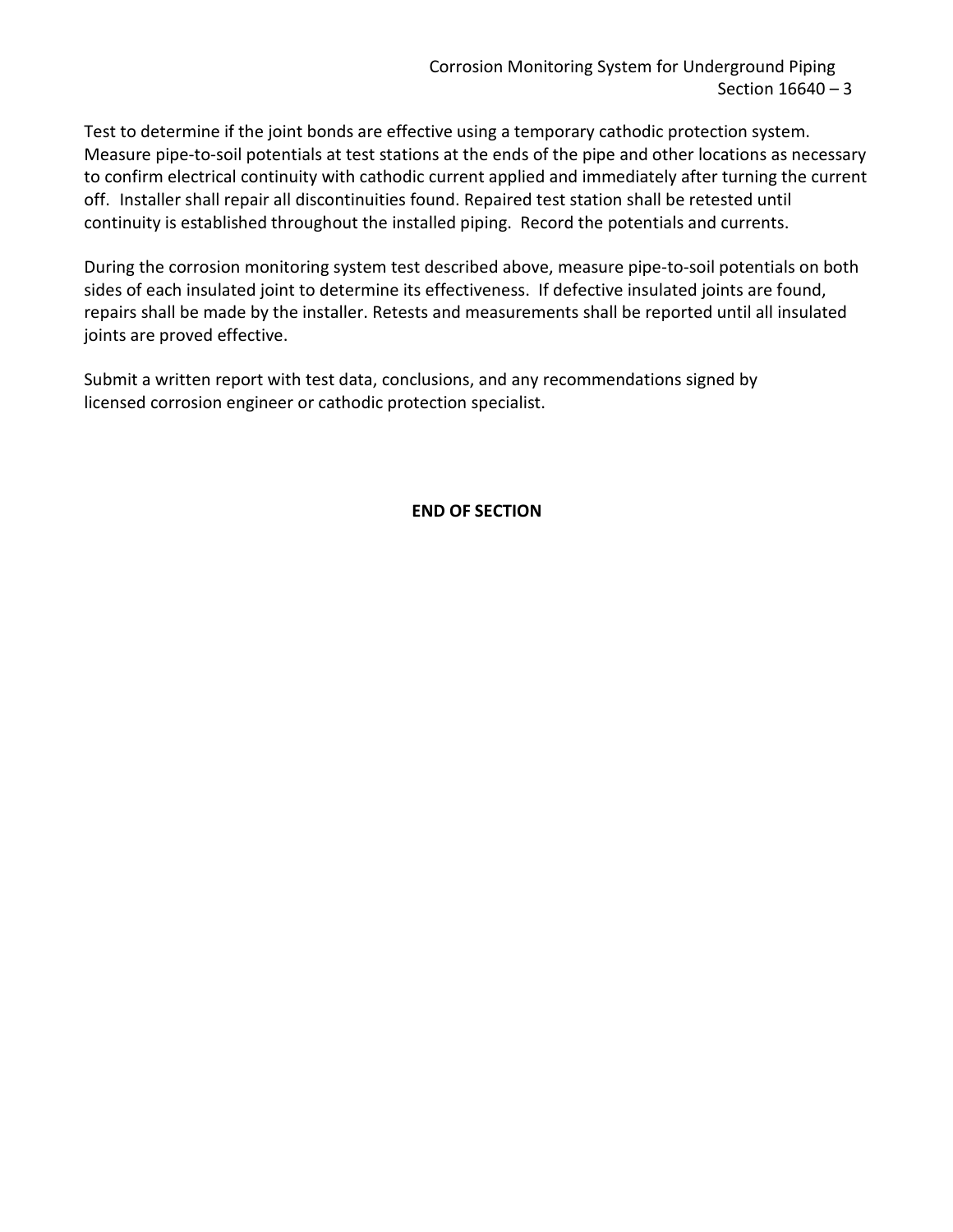Test to determine if the joint bonds are effective using a temporary cathodic protection system. Measure pipe-to-soil potentials at test stations at the ends of the pipe and other locations as necessary to confirm electrical continuity with cathodic current applied and immediately after turning the current off. Installer shall repair all discontinuities found. Repaired test station shall be retested until continuity is established throughout the installed piping. Record the potentials and currents.

During the corrosion monitoring system test described above, measure pipe-to-soil potentials on both sides of each insulated joint to determine its effectiveness. If defective insulated joints are found, repairs shall be made by the installer. Retests and measurements shall be reported until all insulated joints are proved effective.

Submit a written report with test data, conclusions, and any recommendations signed by licensed corrosion engineer or cathodic protection specialist.

**END OF SECTION**